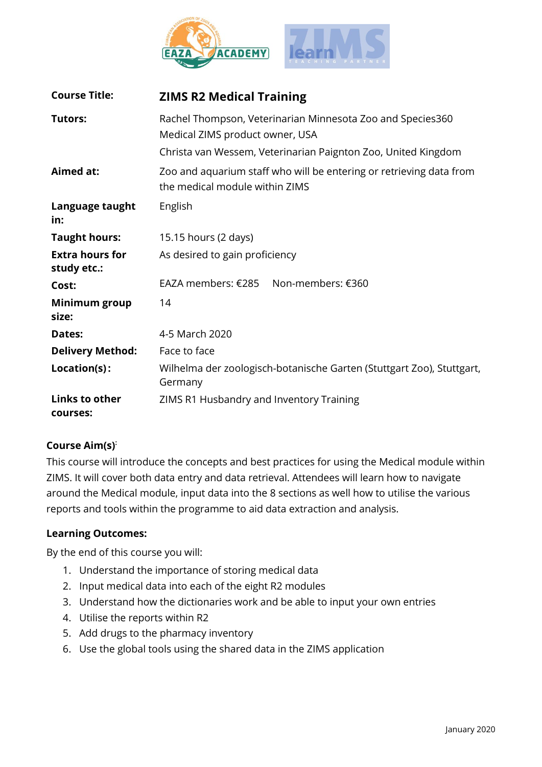| | |
|---|---|
| **Course Title:** | **ZIMS R2 Medical Training** |
| **Tutors:** | Rachel Thompson, Veterinarian Minnesota Zoo and Species360 Medical ZIMS product owner, USA<br>Christa van Wessem, Veterinarian Paignton Zoo, United Kingdom |
| **Aimed at:** | Zoo and aquarium staff who will be entering or retrieving data from the medical module within ZIMS |
| **Language taught in:** | English |
| **Taught hours:** | 15.15 hours (2 days) |
| **Extra hours for study etc.:** | As desired to gain proficiency |
| **Cost:** | EAZA members: €285 Non-members: €360 |
| **Minimum group size:** | 14 |
| **Dates:** | 4-5 March 2020 |
| **Delivery Method:** | Face to face |
| **Location(s):** | Wilhelma der zoologisch-botanische Garten (Stuttgart Zoo), Stuttgart, Germany |
| **Links to other courses:** | ZIMS R1 Husbandry and Inventory Training |

**Course Aim(s):**

This course will introduce the concepts and best practices for using the Medical module within ZIMS. It will cover both data entry and data retrieval. Attendees will learn how to navigate around the Medical module, input data into the 8 sections as well how to utilise the various reports and tools within the programme to aid data extraction and analysis.

**Learning Outcomes:**

By the end of this course you will:

1. Understand the importance of storing medical data
2. Input medical data into each of the eight R2 modules
3. Understand how the dictionaries work and be able to input your own entries
4. Utilise the reports within R2
5. Add drugs to the pharmacy inventory
6. Use the global tools using the shared data in the ZIMS application

January 2020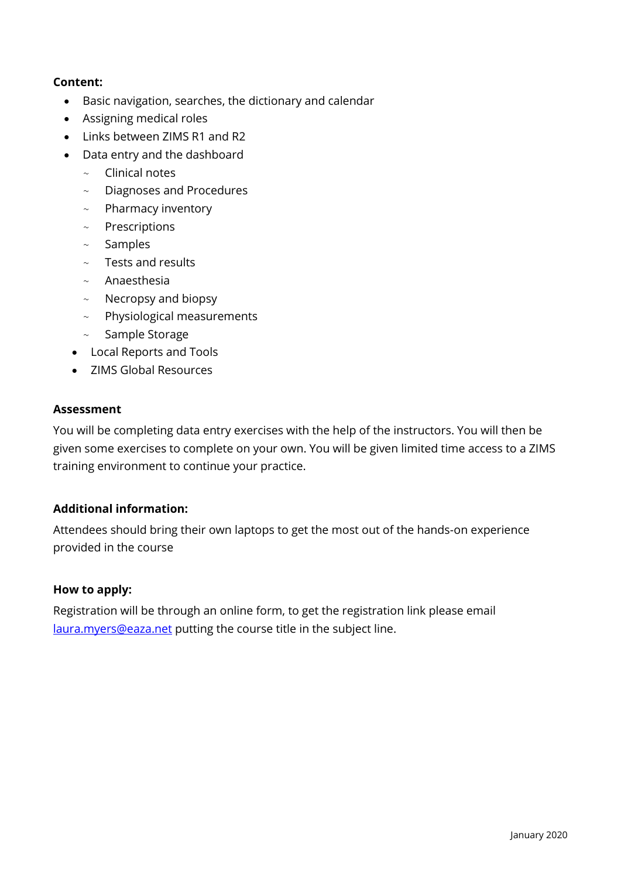**Content:**

- Basic navigation, searches, the dictionary and calendar
- Assigning medical roles
- Links between ZIMS R1 and R2
- Data entry and the dashboard
  - Clinical notes
  - Diagnoses and Procedures
  - Pharmacy inventory
  - Prescriptions
  - Samples
  - Tests and results
  - Anaesthesia
  - Necropsy and biopsy
  - Physiological measurements
  - Sample Storage
- Local Reports and Tools
- ZIMS Global Resources

**Assessment**

You will be completing data entry exercises with the help of the instructors. You will then be given some exercises to complete on your own. You will be given limited time access to a ZIMS training environment to continue your practice.

**Additional information:**

Attendees should bring their own laptops to get the most out of the hands-on experience provided in the course

**How to apply:**

Registration will be through an online form, to get the registration link please email laura.myers@eaza.net putting the course title in the subject line.

January 2020